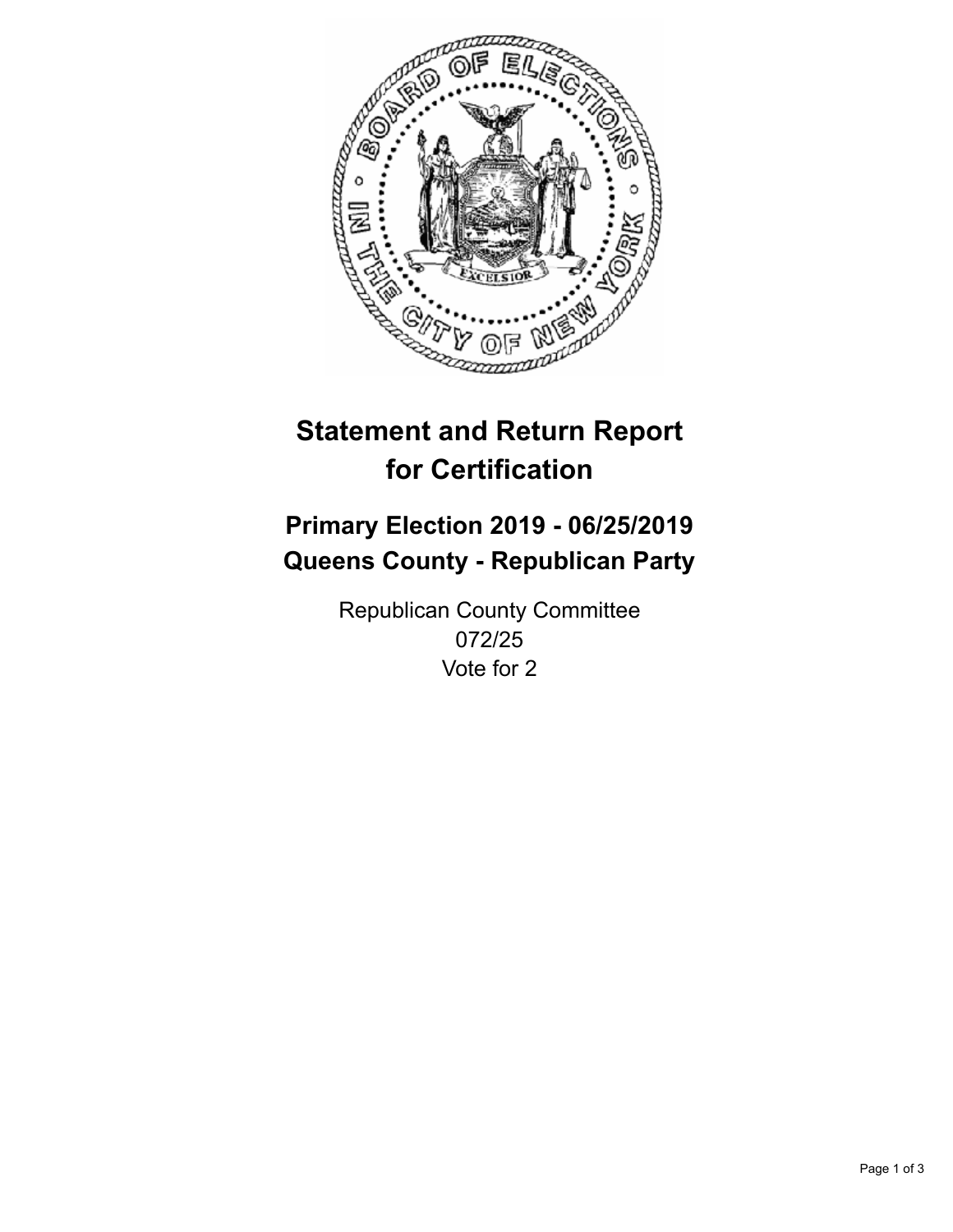# Statement and Return Report for Certification

## Primary Election 2019 - 06/25/2019
## Queens County - Republican Party

Republican County Committee
072/25
Vote for 2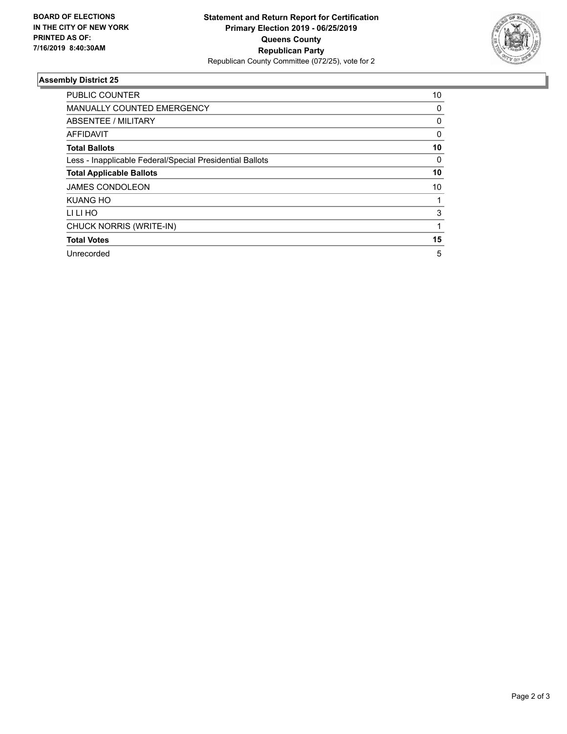**BOARD OF ELECTIONS IN THE CITY OF NEW YORK PRINTED AS OF: 7/16/2019 8:40:30AM**

**Statement and Return Report for Certification Primary Election 2019 - 06/25/2019 Queens County Republican Party**

Republican County Committee (072/25), vote for 2

### Assembly District 25

| | |
|---|---|
| PUBLIC COUNTER | 10 |
| MANUALLY COUNTED EMERGENCY | 0 |
| ABSENTEE / MILITARY | 0 |
| AFFIDAVIT | 0 |
| **Total Ballots** | **10** |
| Less - Inapplicable Federal/Special Presidential Ballots | 0 |
| **Total Applicable Ballots** | **10** |
| JAMES CONDOLEON | 10 |
| KUANG HO | 1 |
| LI LI HO | 3 |
| CHUCK NORRIS (WRITE-IN) | 1 |
| **Total Votes** | **15** |
| Unrecorded | 5 |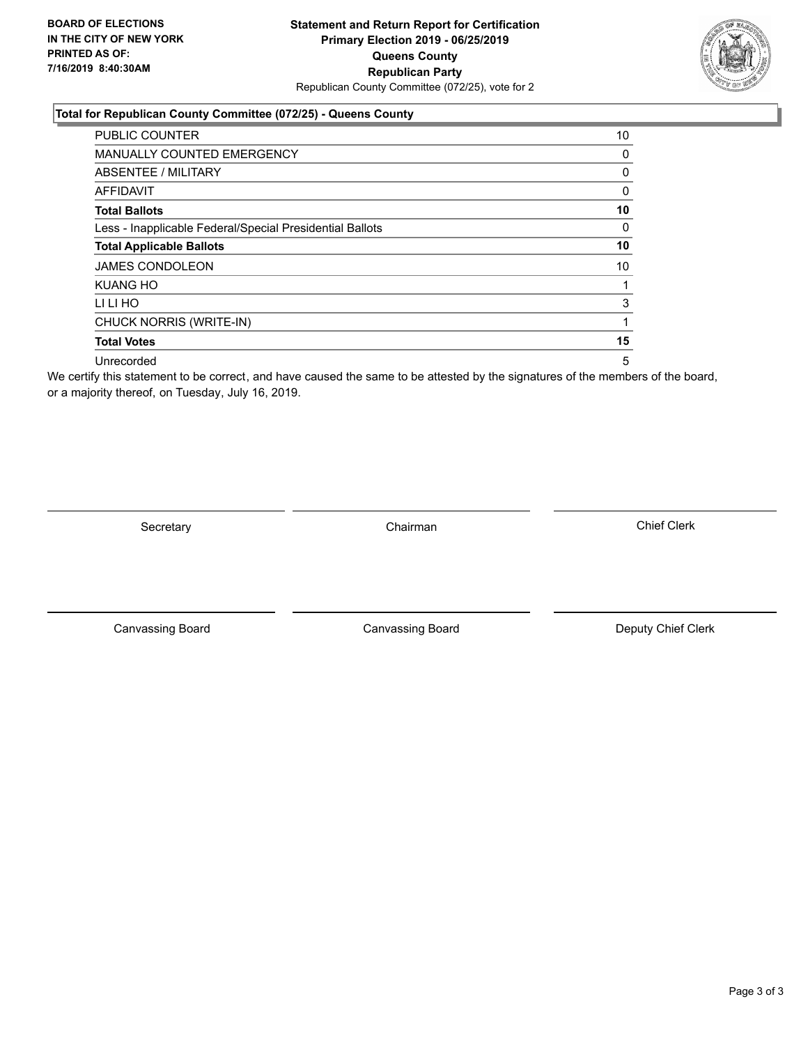**BOARD OF ELECTIONS IN THE CITY OF NEW YORK PRINTED AS OF: 7/16/2019 8:40:30AM**

**Statement and Return Report for Certification Primary Election 2019 - 06/25/2019 Queens County Republican Party**

Republican County Committee (072/25), vote for 2

**Total for Republican County Committee (072/25) - Queens County**

| | |
|---|---|
| PUBLIC COUNTER | 10 |
| MANUALLY COUNTED EMERGENCY | 0 |
| ABSENTEE / MILITARY | 0 |
| AFFIDAVIT | 0 |
| **Total Ballots** | **10** |
| Less - Inapplicable Federal/Special Presidential Ballots | 0 |
| **Total Applicable Ballots** | **10** |
| JAMES CONDOLEON | 10 |
| KUANG HO | 1 |
| LI LI HO | 3 |
| CHUCK NORRIS (WRITE-IN) | 1 |
| **Total Votes** | **15** |
| Unrecorded | 5 |

We certify this statement to be correct, and have caused the same to be attested by the signatures of the members of the board, or a majority thereof, on Tuesday, July 16, 2019.

Secretary

Chairman

Chief Clerk

Canvassing Board

Canvassing Board

Deputy Chief Clerk